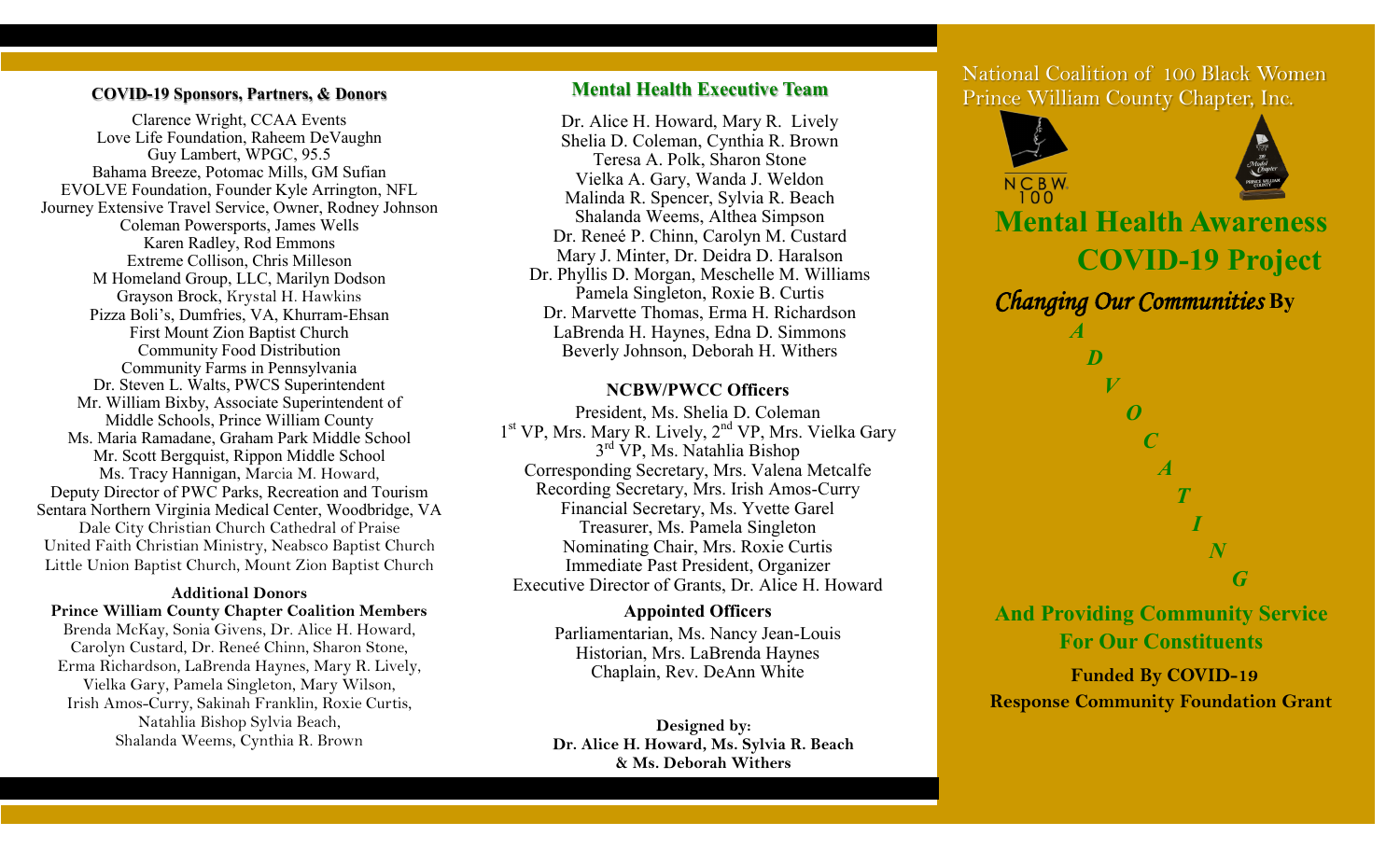### COVID-19 Sponsors, Partners, & Donors

Clarence Wright, CCAA Events
Love Life Foundation, Raheem DeVaughn
Guy Lambert, WPGC, 95.5
Bahama Breeze, Potomac Mills, GM Sufian
EVOLVE Foundation, Founder Kyle Arrington, NFL
Journey Extensive Travel Service, Owner, Rodney Johnson
Coleman Powersports, James Wells
Karen Radley, Rod Emmons
Extreme Collison, Chris Milleson
M Homeland Group, LLC, Marilyn Dodson
Grayson Brock, Krystal H. Hawkins
Pizza Boli's, Dumfries, VA, Khurram-Ehsan
First Mount Zion Baptist Church
Community Food Distribution
Community Farms in Pennsylvania
Dr. Steven L. Walts, PWCS Superintendent
Mr. William Bixby, Associate Superintendent of Middle Schools, Prince William County
Ms. Maria Ramadane, Graham Park Middle School
Mr. Scott Bergquist, Rippon Middle School
Ms. Tracy Hannigan, Marcia M. Howard,
Deputy Director of PWC Parks, Recreation and Tourism
Sentara Northern Virginia Medical Center, Woodbridge, VA
Dale City Christian Church Cathedral of Praise
United Faith Christian Ministry, Neabsco Baptist Church
Little Union Baptist Church, Mount Zion Baptist Church

**Additional Donors**

**Prince William County Chapter Coalition Members**

Brenda McKay, Sonia Givens, Dr. Alice H. Howard,
Carolyn Custard, Dr. Reneé Chinn, Sharon Stone,
Erma Richardson, LaBrenda Haynes, Mary R. Lively,
Vielka Gary, Pamela Singleton, Mary Wilson,
Irish Amos-Curry, Sakinah Franklin, Roxie Curtis,
Natahlia Bishop Sylvia Beach,
Shalanda Weems, Cynthia R. Brown

### Mental Health Executive Team

Dr. Alice H. Howard, Mary R. Lively
Shelia D. Coleman, Cynthia R. Brown
Teresa A. Polk, Sharon Stone
Vielka A. Gary, Wanda J. Weldon
Malinda R. Spencer, Sylvia R. Beach
Shalanda Weems, Althea Simpson
Dr. Reneé P. Chinn, Carolyn M. Custard
Mary J. Minter, Dr. Deidra D. Haralson
Dr. Phyllis D. Morgan, Meschelle M. Williams
Pamela Singleton, Roxie B. Curtis
Dr. Marvette Thomas, Erma H. Richardson
LaBrenda H. Haynes, Edna D. Simmons
Beverly Johnson, Deborah H. Withers

### NCBW/PWCC Officers

President, Ms. Shelia D. Coleman
1st VP, Mrs. Mary R. Lively, 2nd VP, Mrs. Vielka Gary
3rd VP, Ms. Natahlia Bishop
Corresponding Secretary, Mrs. Valena Metcalfe
Recording Secretary, Mrs. Irish Amos-Curry
Financial Secretary, Ms. Yvette Garel
Treasurer, Ms. Pamela Singleton
Nominating Chair, Mrs. Roxie Curtis
Immediate Past President, Organizer
Executive Director of Grants, Dr. Alice H. Howard

**Appointed Officers**

Parliamentarian, Ms. Nancy Jean-Louis
Historian, Mrs. LaBrenda Haynes
Chaplain, Rev. DeAnn White

**Designed by:**
**Dr. Alice H. Howard, Ms. Sylvia R. Beach**
**& Ms. Deborah Withers**

National Coalition of 100 Black Women
Prince William County Chapter, Inc.

NCBW 100

# Mental Health Awareness COVID-19 Project

***Changing Our Communities* By**

***A D V O C A T I N G***

**And Providing Community Service For Our Constituents**

**Funded By COVID-19 Response Community Foundation Grant**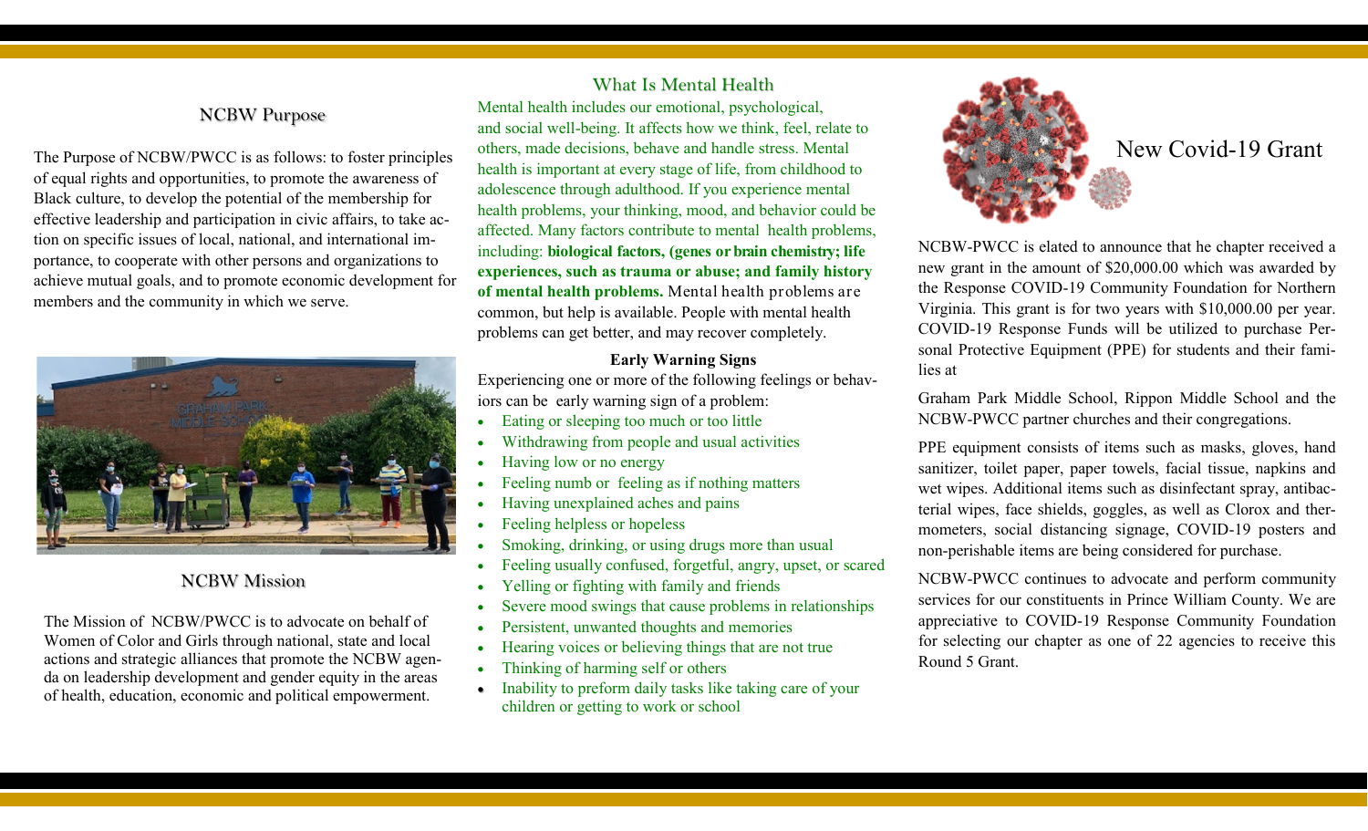## NCBW Purpose

The Purpose of NCBW/PWCC is as follows: to foster principles of equal rights and opportunities, to promote the awareness of Black culture, to develop the potential of the membership for effective leadership and participation in civic affairs, to take action on specific issues of local, national, and international importance, to cooperate with other persons and organizations to achieve mutual goals, and to promote economic development for members and the community in which we serve.

## NCBW Mission

The Mission of NCBW/PWCC is to advocate on behalf of Women of Color and Girls through national, state and local actions and strategic alliances that promote the NCBW agenda on leadership development and gender equity in the areas of health, education, economic and political empowerment.

## What Is Mental Health

Mental health includes our emotional, psychological, and social well-being. It affects how we think, feel, relate to others, made decisions, behave and handle stress. Mental health is important at every stage of life, from childhood to adolescence through adulthood. If you experience mental health problems, your thinking, mood, and behavior could be affected. Many factors contribute to mental health problems, including: **biological factors, (genes or brain chemistry; life experiences, such as trauma or abuse; and family history of mental health problems.** Mental health problems are common, but help is available. People with mental health problems can get better, and may recover completely.

### Early Warning Signs

Experiencing one or more of the following feelings or behaviors can be early warning sign of a problem:

- Eating or sleeping too much or too little
- Withdrawing from people and usual activities
- Having low or no energy
- Feeling numb or feeling as if nothing matters
- Having unexplained aches and pains
- Feeling helpless or hopeless
- Smoking, drinking, or using drugs more than usual
- Feeling usually confused, forgetful, angry, upset, or scared
- Yelling or fighting with family and friends
- Severe mood swings that cause problems in relationships
- Persistent, unwanted thoughts and memories
- Hearing voices or believing things that are not true
- Thinking of harming self or others
- Inability to preform daily tasks like taking care of your children or getting to work or school

## New Covid-19 Grant

NCBW-PWCC is elated to announce that he chapter received a new grant in the amount of $20,000.00 which was awarded by the Response COVID-19 Community Foundation for Northern Virginia. This grant is for two years with $10,000.00 per year. COVID-19 Response Funds will be utilized to purchase Personal Protective Equipment (PPE) for students and their families at

Graham Park Middle School, Rippon Middle School and the NCBW-PWCC partner churches and their congregations.

PPE equipment consists of items such as masks, gloves, hand sanitizer, toilet paper, paper towels, facial tissue, napkins and wet wipes. Additional items such as disinfectant spray, antibacterial wipes, face shields, goggles, as well as Clorox and thermometers, social distancing signage, COVID-19 posters and non-perishable items are being considered for purchase.

NCBW-PWCC continues to advocate and perform community services for our constituents in Prince William County. We are appreciative to COVID-19 Response Community Foundation for selecting our chapter as one of 22 agencies to receive this Round 5 Grant.